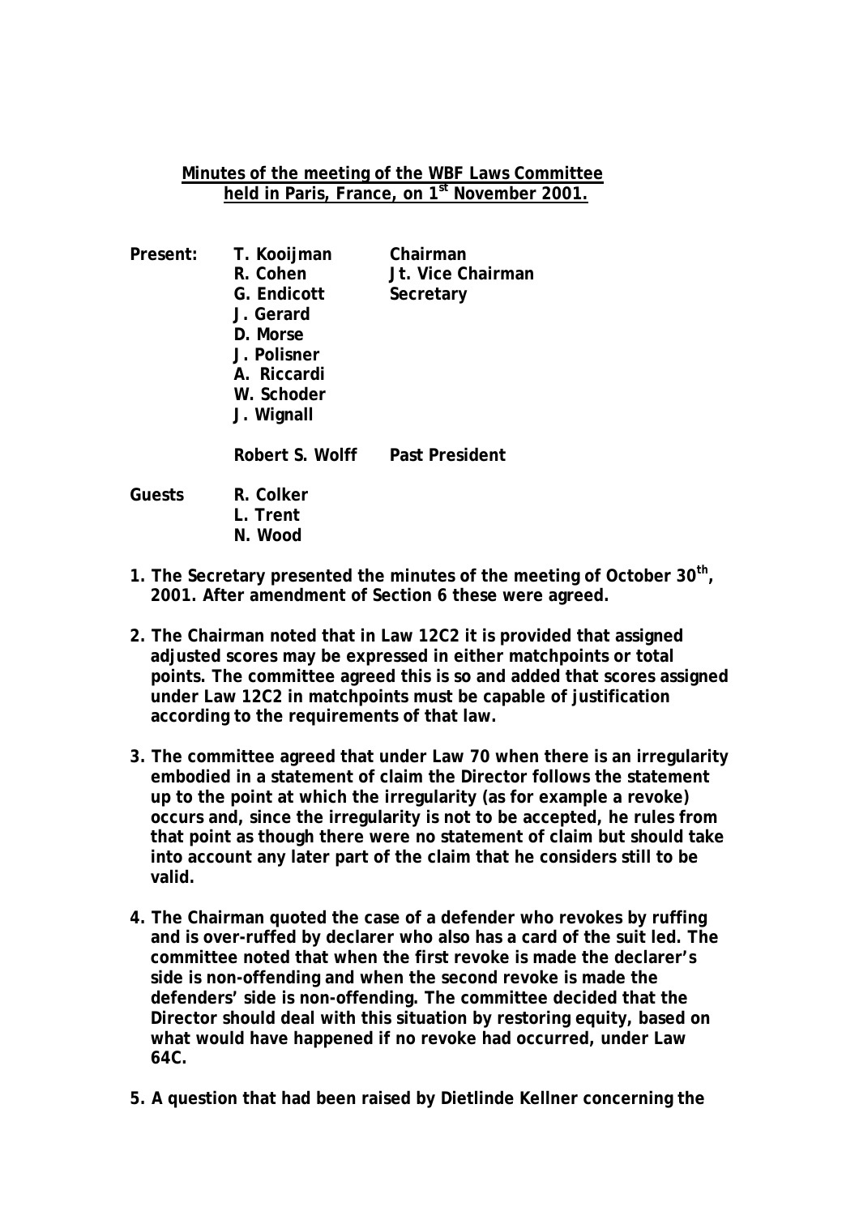**<u>Minutes of the meeting of the WBF Laws Committee held in Paris, France, on 1st November 2001.</u>**

| | | |
|---|---|---|
| **Present:** | **T. Kooijman** | **Chairman** |
| | **R. Cohen** | **Jt. Vice Chairman** |
| | **G. Endicott** | **Secretary** |
| | **J. Gerard** | |
| | **D. Morse** | |
| | **J. Polisner** | |
| | **A. Riccardi** | |
| | **W. Schoder** | |
| | **J. Wignall** | |
| | **Robert S. Wolff** | **Past President** |
| **Guests** | **R. Colker** | |
| | **L. Trent** | |
| | **N. Wood** | |

1. **The Secretary presented the minutes of the meeting of October 30th, 2001. After amendment of Section 6 these were agreed.**

2. **The Chairman noted that in Law 12C2 it is provided that assigned adjusted scores may be expressed in either matchpoints or total points. The committee agreed this is so and added that scores assigned under Law 12C2 in matchpoints must be capable of justification according to the requirements of that law.**

3. **The committee agreed that under Law 70 when there is an irregularity embodied in a statement of claim the Director follows the statement up to the point at which the irregularity (as for example a revoke) occurs and, since the irregularity is not to be accepted, he rules from that point as though there were no statement of claim but should take into account any later part of the claim that he considers still to be valid.**

4. **The Chairman quoted the case of a defender who revokes by ruffing and is over-ruffed by declarer who also has a card of the suit led. The committee noted that when the first revoke is made the declarer's side is non-offending and when the second revoke is made the defenders' side is non-offending. The committee decided that the Director should deal with this situation by restoring equity, based on what would have happened if no revoke had occurred, under Law 64C.**

5. **A question that had been raised by Dietlinde Kellner concerning the**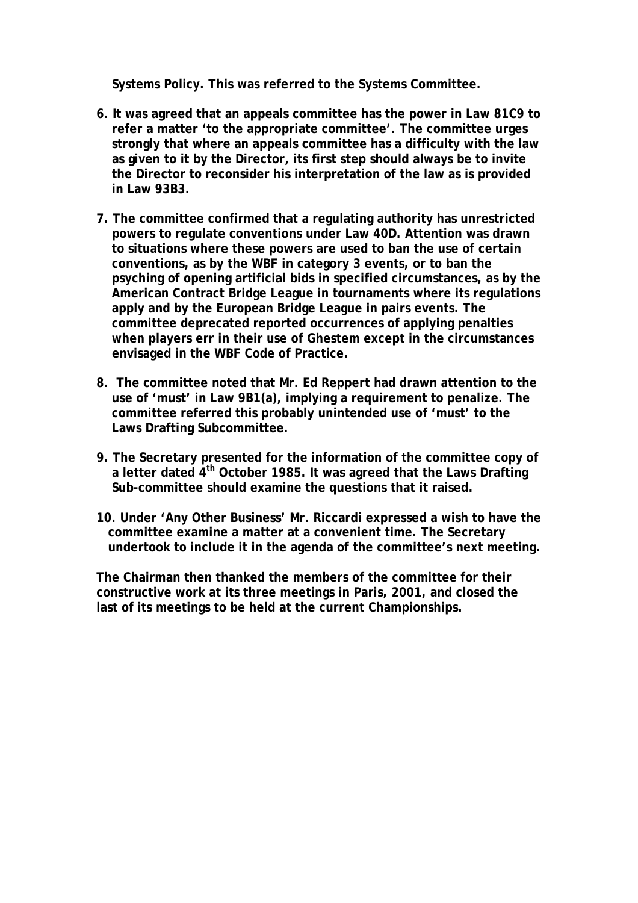**Systems Policy. This was referred to the Systems Committee.**

6. **It was agreed that an appeals committee has the power in Law 81C9 to refer a matter 'to the appropriate committee'. The committee urges strongly that where an appeals committee has a difficulty with the law as given to it by the Director, its first step should always be to invite the Director to reconsider his interpretation of the law as is provided in Law 93B3.**

7. **The committee confirmed that a regulating authority has unrestricted powers to regulate conventions under Law 40D. Attention was drawn to situations where these powers are used to ban the use of certain conventions, as by the WBF in category 3 events, or to ban the psyching of opening artificial bids in specified circumstances, as by the American Contract Bridge League in tournaments where its regulations apply and by the European Bridge League in pairs events. The committee deprecated reported occurrences of applying penalties when players err in their use of Ghestem except in the circumstances envisaged in the WBF Code of Practice.**

8. **The committee noted that Mr. Ed Reppert had drawn attention to the use of 'must' in Law 9B1(a), implying a requirement to penalize. The committee referred this probably unintended use of 'must' to the Laws Drafting Subcommittee.**

9. **The Secretary presented for the information of the committee copy of a letter dated 4th October 1985. It was agreed that the Laws Drafting Sub-committee should examine the questions that it raised.**

10. **Under 'Any Other Business' Mr. Riccardi expressed a wish to have the committee examine a matter at a convenient time. The Secretary undertook to include it in the agenda of the committee's next meeting.**

**The Chairman then thanked the members of the committee for their constructive work at its three meetings in Paris, 2001, and closed the last of its meetings to be held at the current Championships.**